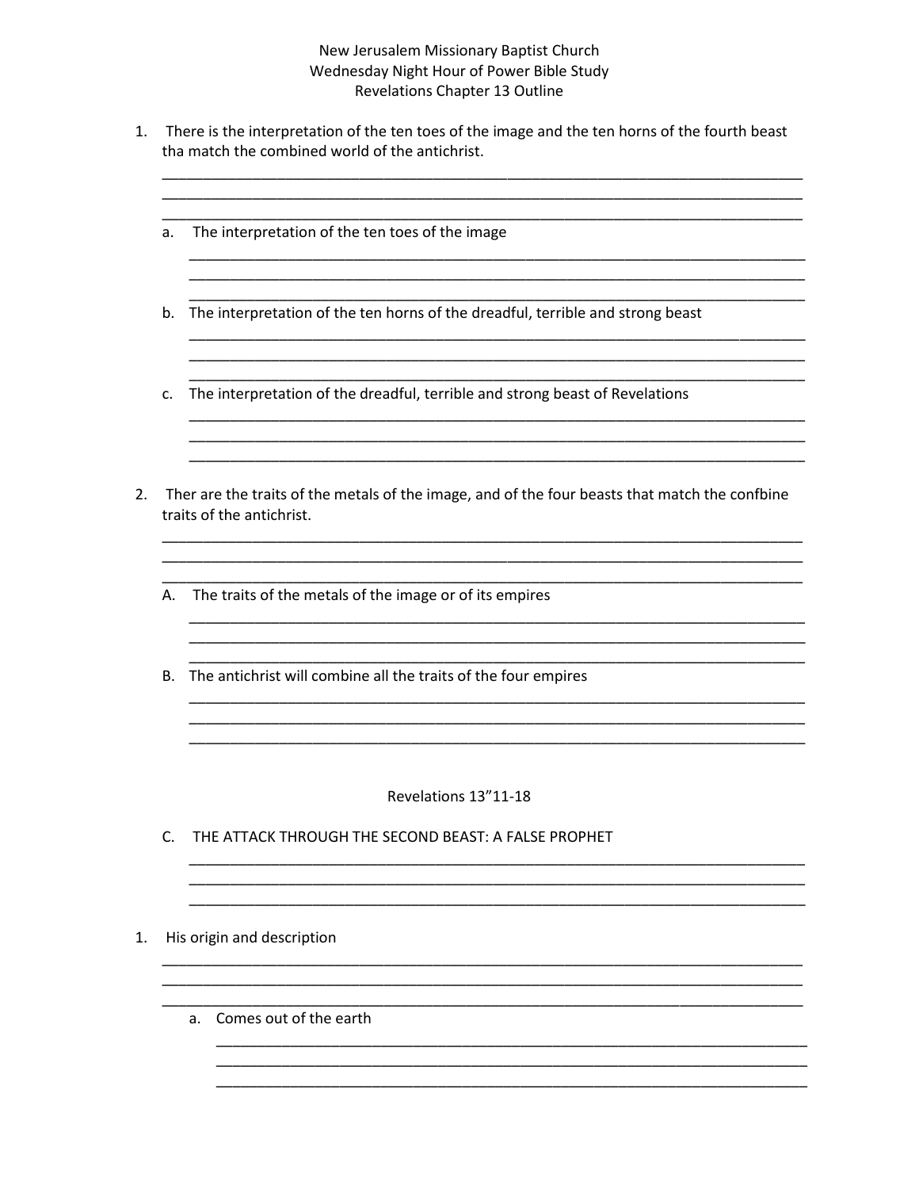New Jerusalem Missionary Baptist Church
Wednesday Night Hour of Power Bible Study
Revelations Chapter 13 Outline

1. There is the interpretation of the ten toes of the image and the ten horns of the fourth beast tha match the combined world of the antichrist.

   a. The interpretation of the ten toes of the image

   b. The interpretation of the ten horns of the dreadful, terrible and strong beast

   c. The interpretation of the dreadful, terrible and strong beast of Revelations

2. Ther are the traits of the metals of the image, and of the four beasts that match the confbine traits of the antichrist.

   A. The traits of the metals of the image or of its empires

   B. The antichrist will combine all the traits of the four empires

Revelations 13"11-18

C. THE ATTACK THROUGH THE SECOND BEAST: A FALSE PROPHET

1. His origin and description

   a. Comes out of the earth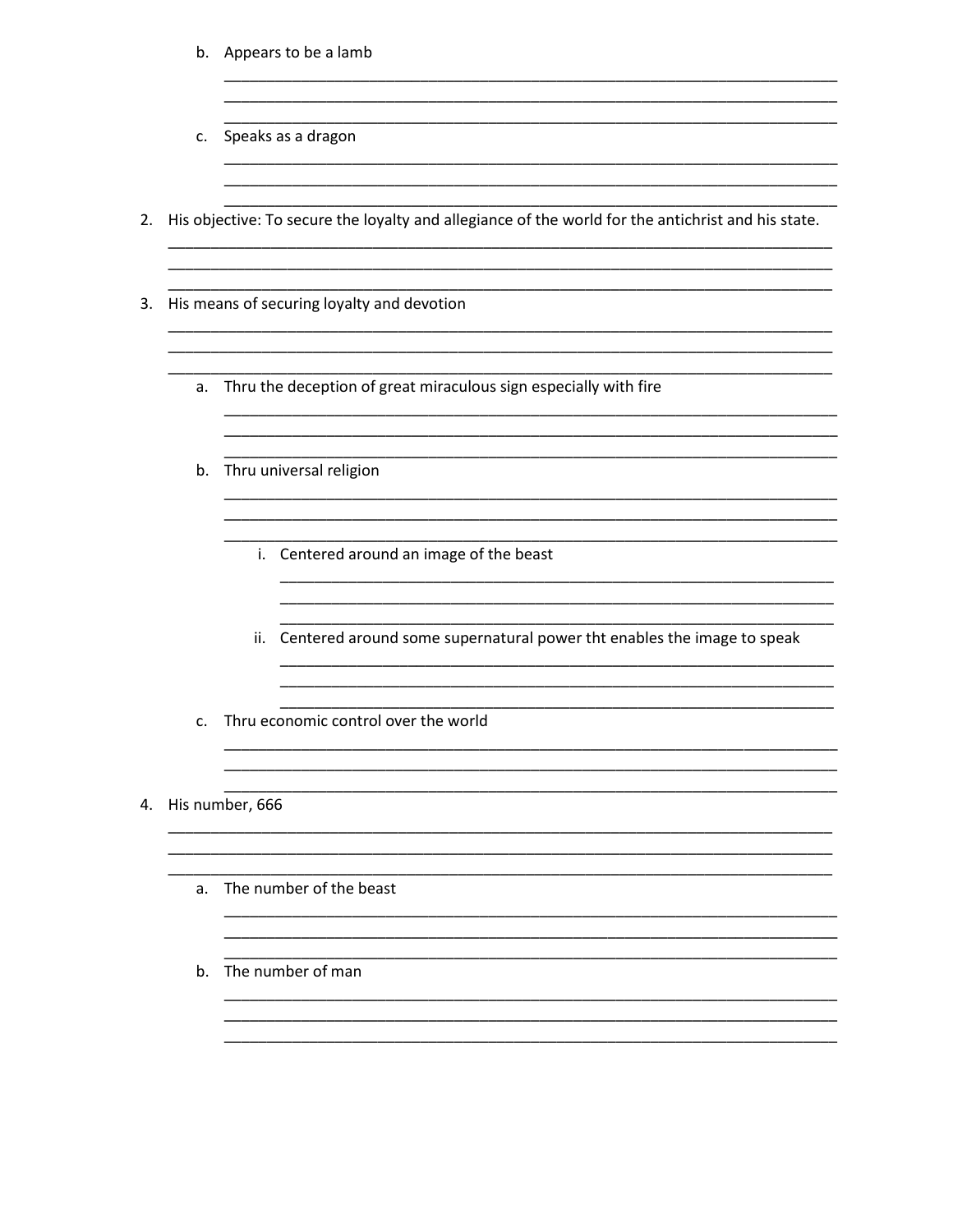b. Appears to be a lamb

c. Speaks as a dragon

2. His objective: To secure the loyalty and allegiance of the world for the antichrist and his state.

3. His means of securing loyalty and devotion

   a. Thru the deception of great miraculous sign especially with fire

   b. Thru universal religion

      i. Centered around an image of the beast

      ii. Centered around some supernatural power tht enables the image to speak

   c. Thru economic control over the world

4. His number, 666

   a. The number of the beast

   b. The number of man